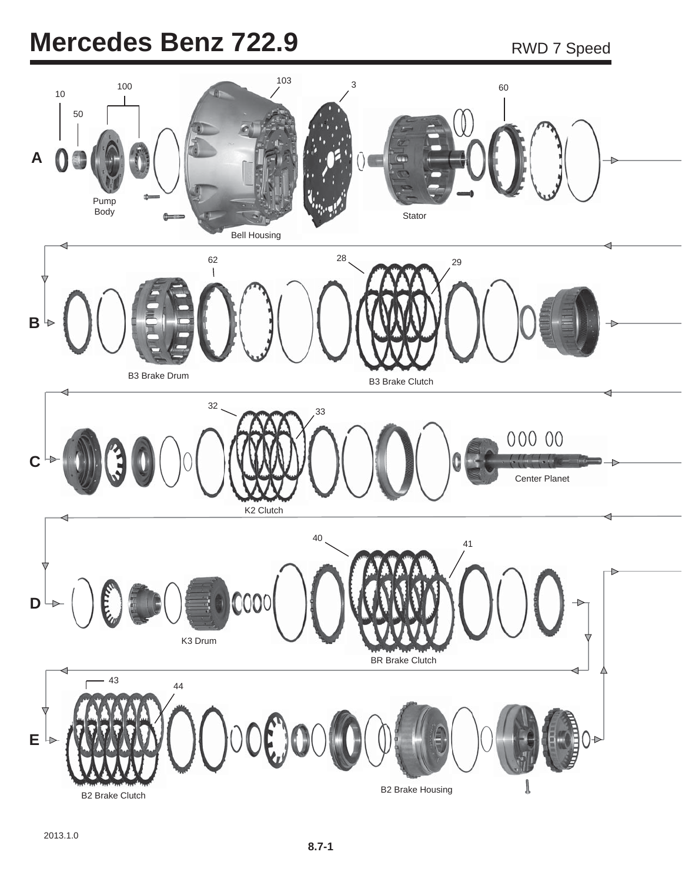# Mercedes Benz 722.9

RWD 7 Speed

**A**

10, 50, 100, 103, 3, 60

Pump Body

Bell Housing

Stator

**B**

62, 28, 29

B3 Brake Drum

B3 Brake Clutch

**C**

32, 33

K2 Clutch

Center Planet

**D**

40, 41

K3 Drum

BR Brake Clutch

**E**

43, 44

B2 Brake Clutch

B2 Brake Housing

2013.1.0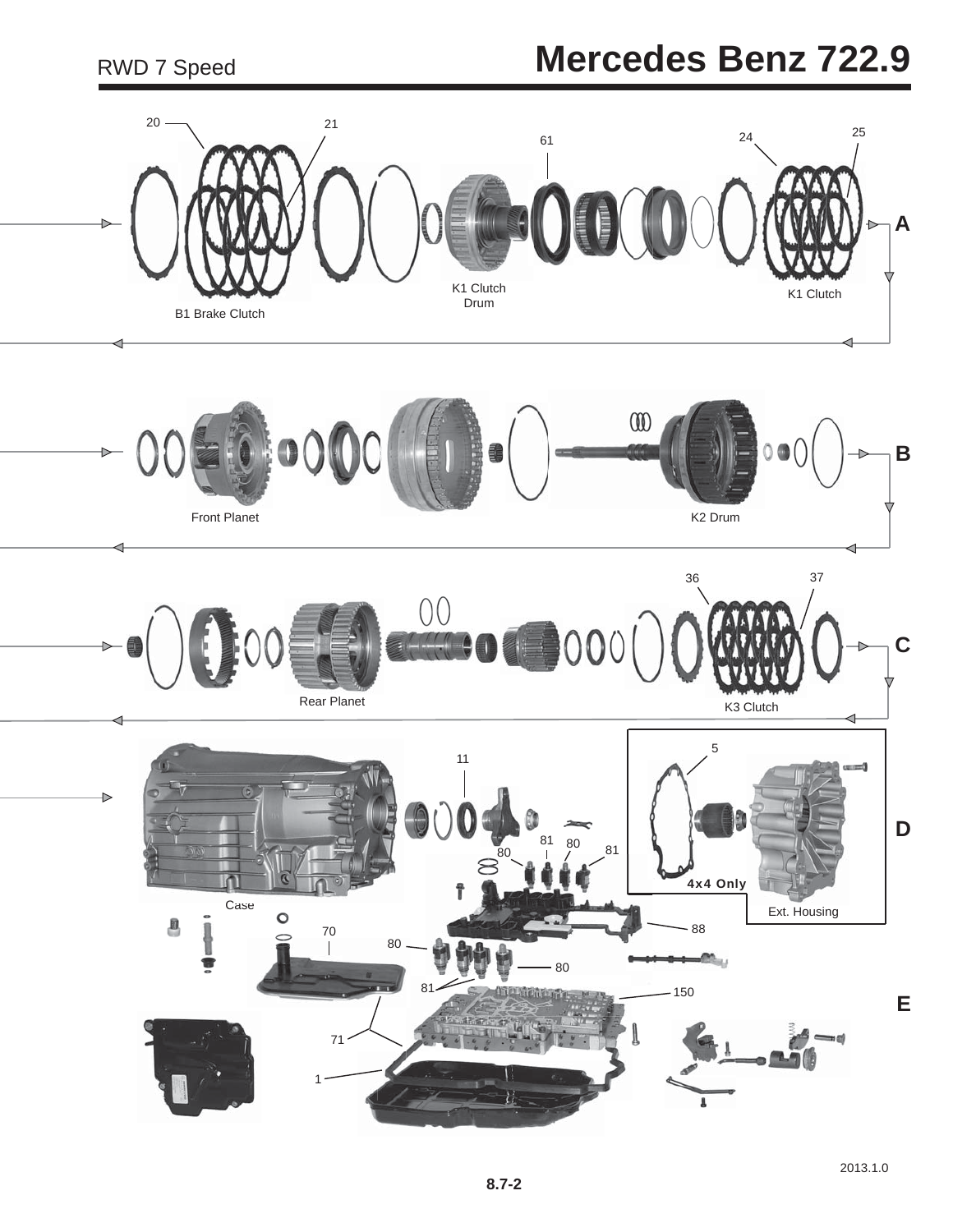# Mercedes Benz 722.9

RWD 7 Speed

20 21 61 24 25

B1 Brake Clutch

K1 Clutch Drum

K1 Clutch

A

Front Planet

K2 Drum

B

36 37

Rear Planet

K3 Clutch

C

Case

11

5

81 80 80 81

4x4 Only

Ext. Housing

D

70

80

80

88

81

150

71

1

E

2013.1.0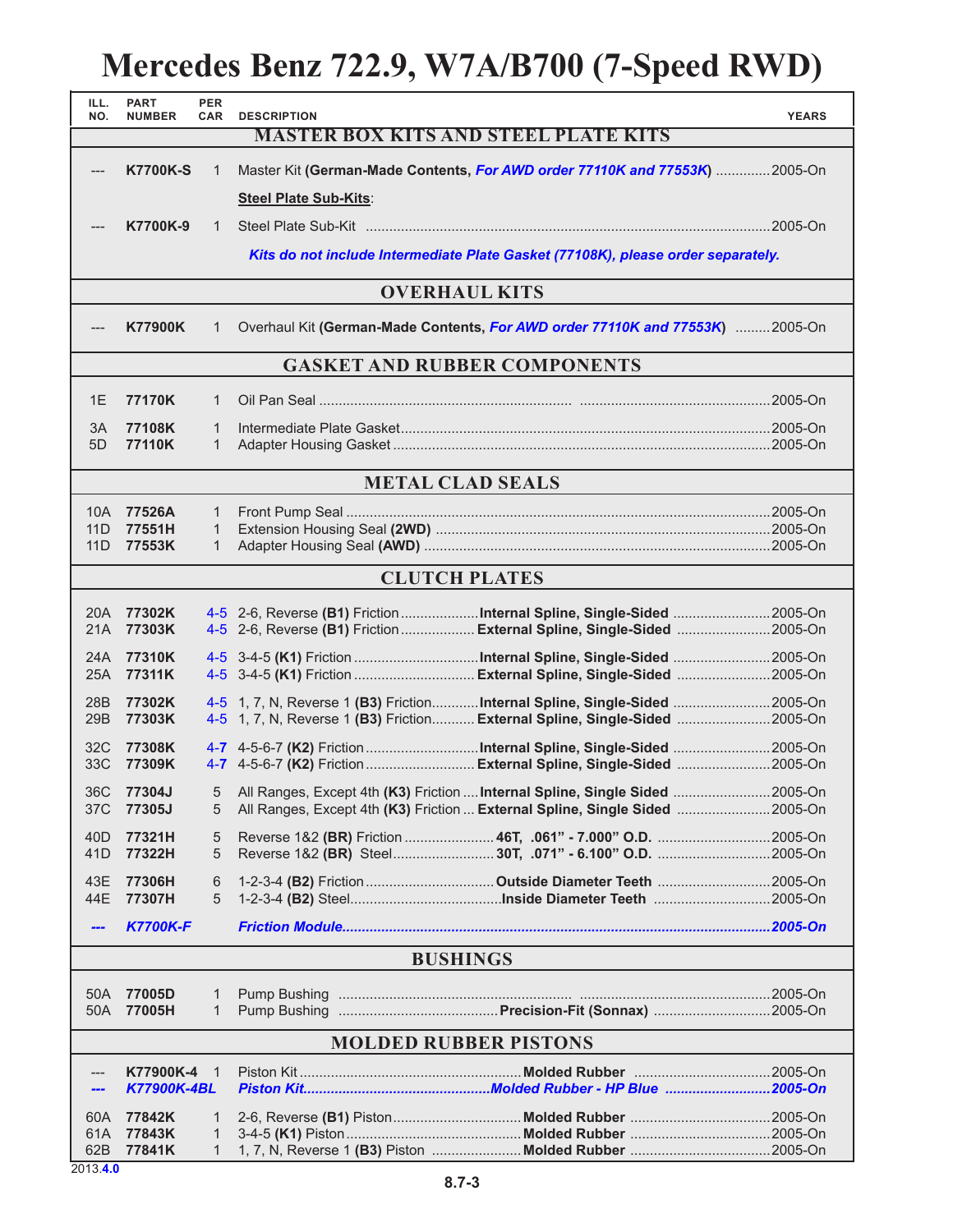# Mercedes Benz 722.9, W7A/B700 (7-Speed RWD)

| ILL. NO. | PART NUMBER | PER CAR | DESCRIPTION | | YEARS |
|---|---|---|---|---|---|
| | | | **MASTER BOX KITS AND STEEL PLATE KITS** | | |
| --- | **K7700K-S** | 1 | Master Kit **(German-Made Contents, *For AWD order 77110K and 77553K*)** | | 2005-On |
| | | | **Steel Plate Sub-Kits**: | | |
| --- | **K7700K-9** | 1 | Steel Plate Sub-Kit | | 2005-On |
| | | | ***Kits do not include Intermediate Plate Gasket (77108K), please order separately.*** | | |
| | | | **OVERHAUL KITS** | | |
| --- | **K77900K** | 1 | Overhaul Kit **(German-Made Contents, *For AWD order 77110K and 77553K*)** | | 2005-On |
| | | | **GASKET AND RUBBER COMPONENTS** | | |
| 1E | **77170K** | 1 | Oil Pan Seal | | 2005-On |
| 3A | **77108K** | 1 | Intermediate Plate Gasket | | 2005-On |
| 5D | **77110K** | 1 | Adapter Housing Gasket | | 2005-On |
| | | | **METAL CLAD SEALS** | | |
| 10A | **77526A** | 1 | Front Pump Seal | | 2005-On |
| 11D | **77551H** | 1 | Extension Housing Seal **(2WD)** | | 2005-On |
| 11D | **77553K** | 1 | Adapter Housing Seal **(AWD)** | | 2005-On |
| | | | **CLUTCH PLATES** | | |
| 20A | **77302K** | 4-5 | 2-6, Reverse **(B1)** Friction | **Internal Spline, Single-Sided** | 2005-On |
| 21A | **77303K** | 4-5 | 2-6, Reverse **(B1)** Friction | **External Spline, Single-Sided** | 2005-On |
| 24A | **77310K** | 4-5 | 3-4-5 **(K1)** Friction | **Internal Spline, Single-Sided** | 2005-On |
| 25A | **77311K** | 4-5 | 3-4-5 **(K1)** Friction | **External Spline, Single-Sided** | 2005-On |
| 28B | **77302K** | 4-5 | 1, 7, N, Reverse 1 **(B3)** Friction | **Internal Spline, Single-Sided** | 2005-On |
| 29B | **77303K** | 4-5 | 1, 7, N, Reverse 1 **(B3)** Friction | **External Spline, Single-Sided** | 2005-On |
| 32C | **77308K** | **4-7** | 4-5-6-7 **(K2)** Friction | **Internal Spline, Single-Sided** | 2005-On |
| 33C | **77309K** | **4-7** | 4-5-6-7 **(K2)** Friction | **External Spline, Single-Sided** | 2005-On |
| 36C | **77304J** | 5 | All Ranges, Except 4th **(K3)** Friction | **Internal Spline, Single Sided** | 2005-On |
| 37C | **77305J** | 5 | All Ranges, Except 4th **(K3)** Friction | **External Spline, Single Sided** | 2005-On |
| 40D | **77321H** | 5 | Reverse 1&2 **(BR)** Friction | **46T, .061" - 7.000" O.D.** | 2005-On |
| 41D | **77322H** | 5 | Reverse 1&2 **(BR)** Steel | **30T, .071" - 6.100" O.D.** | 2005-On |
| 43E | **77306H** | 6 | 1-2-3-4 **(B2)** Friction | **Outside Diameter Teeth** | 2005-On |
| 44E | **77307H** | 5 | 1-2-3-4 **(B2)** Steel | **Inside Diameter Teeth** | 2005-On |
| *---* | ***K7700K-F*** | | *Friction Module* | | *2005-On* |
| | | | **BUSHINGS** | | |
| 50A | **77005D** | 1 | Pump Bushing | | 2005-On |
| 50A | **77005H** | 1 | Pump Bushing | **Precision-Fit (Sonnax)** | 2005-On |
| | | | **MOLDED RUBBER PISTONS** | | |
| --- | **K77900K-4** | 1 | Piston Kit | **Molded Rubber** | 2005-On |
| *---* | ***K77900K-4BL*** | | ***Piston Kit*** | ***Molded Rubber - HP Blue*** | ***2005-On*** |
| 60A | **77842K** | 1 | 2-6, Reverse **(B1)** Piston | **Molded Rubber** | 2005-On |
| 61A | **77843K** | 1 | 3-4-5 **(K1)** Piston | **Molded Rubber** | 2005-On |
| 62B | **77841K** | 1 | 1, 7, N, Reverse 1 **(B3)** Piston | **Molded Rubber** | 2005-On |

2013.**4.0**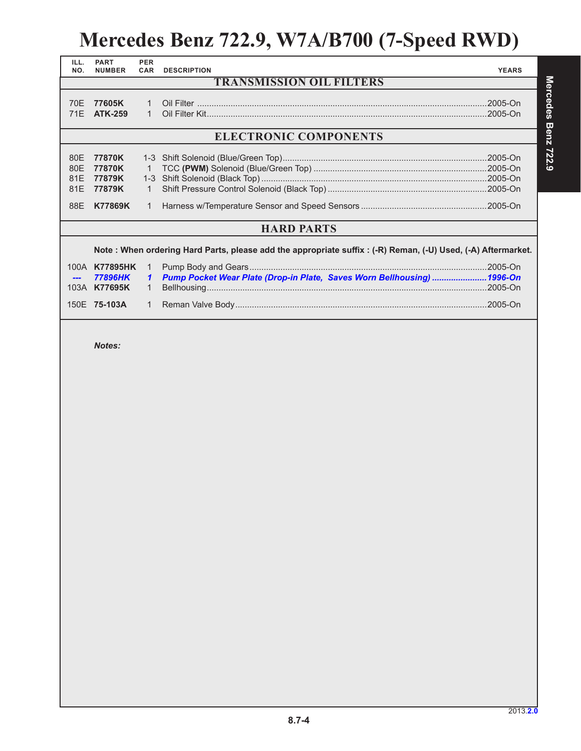# Mercedes Benz 722.9, W7A/B700 (7-Speed RWD)

| ILL. NO. | PART NUMBER | PER CAR | DESCRIPTION | YEARS |
|---|---|---|---|---|
| | | | **TRANSMISSION OIL FILTERS** | |
| 70E | **77605K** | 1 | Oil Filter | 2005-On |
| 71E | **ATK-259** | 1 | Oil Filter Kit | 2005-On |
| | | | **ELECTRONIC COMPONENTS** | |
| 80E | **77870K** | 1-3 | Shift Solenoid (Blue/Green Top) | 2005-On |
| 80E | **77870K** | 1 | TCC **(PWM)** Solenoid (Blue/Green Top) | 2005-On |
| 81E | **77879K** | 1-3 | Shift Solenoid (Black Top) | 2005-On |
| 81E | **77879K** | 1 | Shift Pressure Control Solenoid (Black Top) | 2005-On |
| 88E | **K77869K** | 1 | Harness w/Temperature Sensor and Speed Sensors | 2005-On |
| | | | **HARD PARTS** | |
| | | | **Note : When ordering Hard Parts, please add the appropriate suffix : (-R) Reman, (-U) Used, (-A) Aftermarket.** | |
| 100A | **K77895HK** | 1 | Pump Body and Gears | 2005-On |
| *---* | ***77896HK*** | ***1*** | ***Pump Pocket Wear Plate (Drop-in Plate, Saves Worn Bellhousing)*** | ***1996-On*** |
| 103A | **K77695K** | 1 | Bellhousing | 2005-On |
| 150E | **75-103A** | 1 | Reman Valve Body | 2005-On |

***Notes:***

2013.2.0